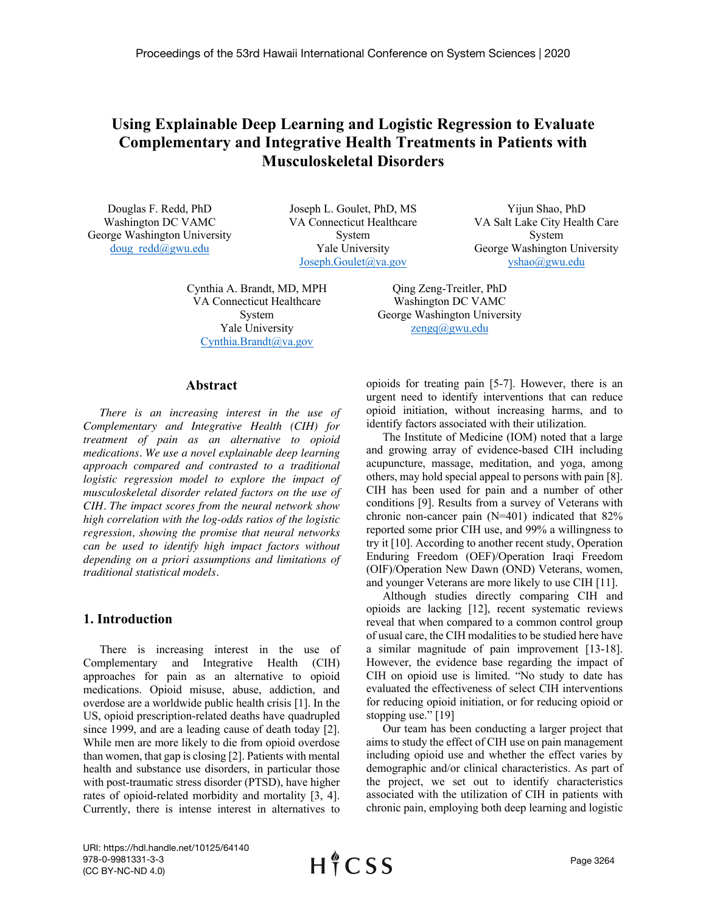# Using Explainable Deep Learning and Logistic Regression to Evaluate Complementary and Integrative Health Treatments in Patients with Musculoskeletal Disorders

Douglas F. Redd, PhD
Washington DC VAMC
George Washington University
doug_redd@gwu.edu

Joseph L. Goulet, PhD, MS
VA Connecticut Healthcare System
Yale University
Joseph.Goulet@va.gov

Yijun Shao, PhD
VA Salt Lake City Health Care System
George Washington University
yshao@gwu.edu

Cynthia A. Brandt, MD, MPH
VA Connecticut Healthcare System
Yale University
Cynthia.Brandt@va.gov

Qing Zeng-Treitler, PhD
Washington DC VAMC
George Washington University
zengq@gwu.edu

## Abstract

*There is an increasing interest in the use of Complementary and Integrative Health (CIH) for treatment of pain as an alternative to opioid medications. We use a novel explainable deep learning approach compared and contrasted to a traditional logistic regression model to explore the impact of musculoskeletal disorder related factors on the use of CIH. The impact scores from the neural network show high correlation with the log-odds ratios of the logistic regression, showing the promise that neural networks can be used to identify high impact factors without depending on a priori assumptions and limitations of traditional statistical models.*

## 1. Introduction

There is increasing interest in the use of Complementary and Integrative Health (CIH) approaches for pain as an alternative to opioid medications. Opioid misuse, abuse, addiction, and overdose are a worldwide public health crisis [1]. In the US, opioid prescription-related deaths have quadrupled since 1999, and are a leading cause of death today [2]. While men are more likely to die from opioid overdose than women, that gap is closing [2]. Patients with mental health and substance use disorders, in particular those with post-traumatic stress disorder (PTSD), have higher rates of opioid-related morbidity and mortality [3, 4]. Currently, there is intense interest in alternatives to opioids for treating pain [5-7]. However, there is an urgent need to identify interventions that can reduce opioid initiation, without increasing harms, and to identify factors associated with their utilization.

The Institute of Medicine (IOM) noted that a large and growing array of evidence-based CIH including acupuncture, massage, meditation, and yoga, among others, may hold special appeal to persons with pain [8]. CIH has been used for pain and a number of other conditions [9]. Results from a survey of Veterans with chronic non-cancer pain (N=401) indicated that 82% reported some prior CIH use, and 99% a willingness to try it [10]. According to another recent study, Operation Enduring Freedom (OEF)/Operation Iraqi Freedom (OIF)/Operation New Dawn (OND) Veterans, women, and younger Veterans are more likely to use CIH [11].

Although studies directly comparing CIH and opioids are lacking [12], recent systematic reviews reveal that when compared to a common control group of usual care, the CIH modalities to be studied here have a similar magnitude of pain improvement [13-18]. However, the evidence base regarding the impact of CIH on opioid use is limited. "No study to date has evaluated the effectiveness of select CIH interventions for reducing opioid initiation, or for reducing opioid or stopping use." [19]

Our team has been conducting a larger project that aims to study the effect of CIH use on pain management including opioid use and whether the effect varies by demographic and/or clinical characteristics. As part of the project, we set out to identify characteristics associated with the utilization of CIH in patients with chronic pain, employing both deep learning and logistic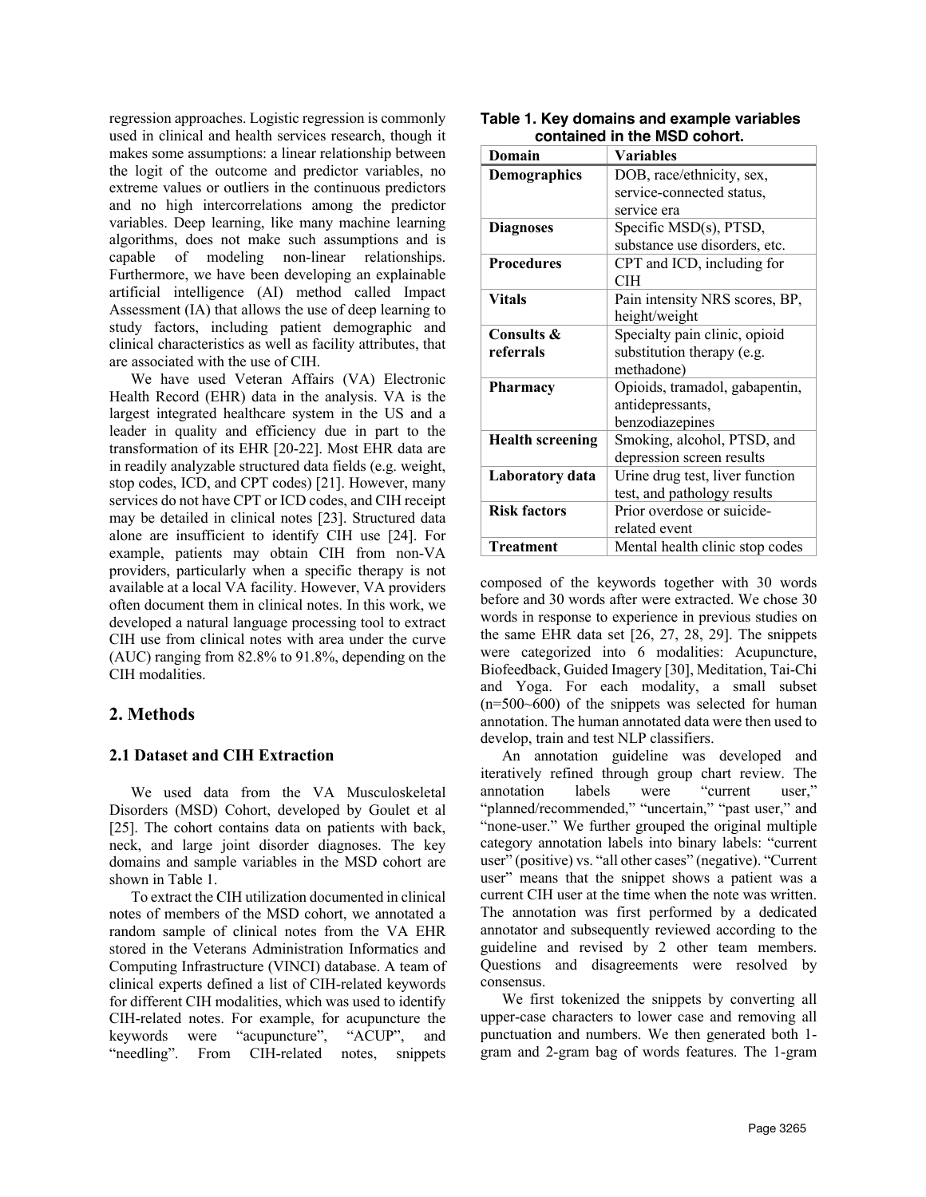regression approaches. Logistic regression is commonly used in clinical and health services research, though it makes some assumptions: a linear relationship between the logit of the outcome and predictor variables, no extreme values or outliers in the continuous predictors and no high intercorrelations among the predictor variables. Deep learning, like many machine learning algorithms, does not make such assumptions and is capable of modeling non-linear relationships. Furthermore, we have been developing an explainable artificial intelligence (AI) method called Impact Assessment (IA) that allows the use of deep learning to study factors, including patient demographic and clinical characteristics as well as facility attributes, that are associated with the use of CIH.

We have used Veteran Affairs (VA) Electronic Health Record (EHR) data in the analysis. VA is the largest integrated healthcare system in the US and a leader in quality and efficiency due in part to the transformation of its EHR [20-22]. Most EHR data are in readily analyzable structured data fields (e.g. weight, stop codes, ICD, and CPT codes) [21]. However, many services do not have CPT or ICD codes, and CIH receipt may be detailed in clinical notes [23]. Structured data alone are insufficient to identify CIH use [24]. For example, patients may obtain CIH from non-VA providers, particularly when a specific therapy is not available at a local VA facility. However, VA providers often document them in clinical notes. In this work, we developed a natural language processing tool to extract CIH use from clinical notes with area under the curve (AUC) ranging from 82.8% to 91.8%, depending on the CIH modalities.

## 2. Methods

### 2.1 Dataset and CIH Extraction

We used data from the VA Musculoskeletal Disorders (MSD) Cohort, developed by Goulet et al [25]. The cohort contains data on patients with back, neck, and large joint disorder diagnoses. The key domains and sample variables in the MSD cohort are shown in Table 1.

To extract the CIH utilization documented in clinical notes of members of the MSD cohort, we annotated a random sample of clinical notes from the VA EHR stored in the Veterans Administration Informatics and Computing Infrastructure (VINCI) database. A team of clinical experts defined a list of CIH-related keywords for different CIH modalities, which was used to identify CIH-related notes. For example, for acupuncture the keywords were "acupuncture", "ACUP", and "needling". From CIH-related notes, snippets composed of the keywords together with 30 words before and 30 words after were extracted. We chose 30 words in response to experience in previous studies on the same EHR data set [26, 27, 28, 29]. The snippets were categorized into 6 modalities: Acupuncture, Biofeedback, Guided Imagery [30], Meditation, Tai-Chi and Yoga. For each modality, a small subset (n=500~600) of the snippets was selected for human annotation. The human annotated data were then used to develop, train and test NLP classifiers.

**Table 1. Key domains and example variables contained in the MSD cohort.**

| Domain | Variables |
|---|---|
| **Demographics** | DOB, race/ethnicity, sex, service-connected status, service era |
| **Diagnoses** | Specific MSD(s), PTSD, substance use disorders, etc. |
| **Procedures** | CPT and ICD, including for CIH |
| **Vitals** | Pain intensity NRS scores, BP, height/weight |
| **Consults & referrals** | Specialty pain clinic, opioid substitution therapy (e.g. methadone) |
| **Pharmacy** | Opioids, tramadol, gabapentin, antidepressants, benzodiazepines |
| **Health screening** | Smoking, alcohol, PTSD, and depression screen results |
| **Laboratory data** | Urine drug test, liver function test, and pathology results |
| **Risk factors** | Prior overdose or suicide-related event |
| **Treatment** | Mental health clinic stop codes |

An annotation guideline was developed and iteratively refined through group chart review. The annotation labels were "current user," "planned/recommended," "uncertain," "past user," and "none-user." We further grouped the original multiple category annotation labels into binary labels: "current user" (positive) vs. "all other cases" (negative). "Current user" means that the snippet shows a patient was a current CIH user at the time when the note was written. The annotation was first performed by a dedicated annotator and subsequently reviewed according to the guideline and revised by 2 other team members. Questions and disagreements were resolved by consensus.

We first tokenized the snippets by converting all upper-case characters to lower case and removing all punctuation and numbers. We then generated both 1-gram and 2-gram bag of words features. The 1-gram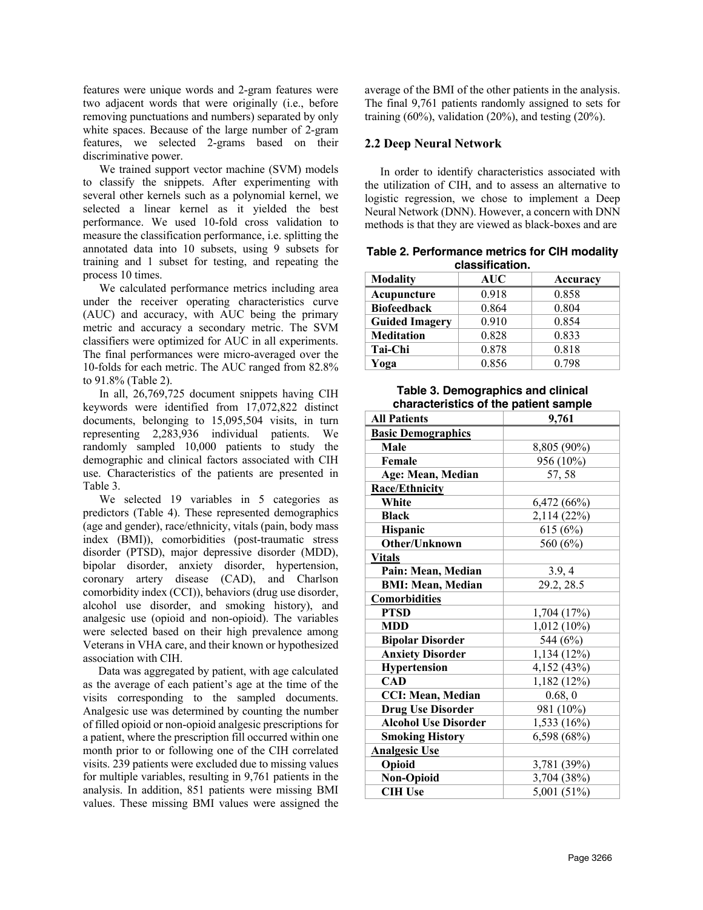features were unique words and 2-gram features were two adjacent words that were originally (i.e., before removing punctuations and numbers) separated by only white spaces. Because of the large number of 2-gram features, we selected 2-grams based on their discriminative power.

We trained support vector machine (SVM) models to classify the snippets. After experimenting with several other kernels such as a polynomial kernel, we selected a linear kernel as it yielded the best performance. We used 10-fold cross validation to measure the classification performance, i.e. splitting the annotated data into 10 subsets, using 9 subsets for training and 1 subset for testing, and repeating the process 10 times.

We calculated performance metrics including area under the receiver operating characteristics curve (AUC) and accuracy, with AUC being the primary metric and accuracy a secondary metric. The SVM classifiers were optimized for AUC in all experiments. The final performances were micro-averaged over the 10-folds for each metric. The AUC ranged from 82.8% to 91.8% (Table 2).

In all, 26,769,725 document snippets having CIH keywords were identified from 17,072,822 distinct documents, belonging to 15,095,504 visits, in turn representing 2,283,936 individual patients. We randomly sampled 10,000 patients to study the demographic and clinical factors associated with CIH use. Characteristics of the patients are presented in Table 3.

We selected 19 variables in 5 categories as predictors (Table 4). These represented demographics (age and gender), race/ethnicity, vitals (pain, body mass index (BMI)), comorbidities (post-traumatic stress disorder (PTSD), major depressive disorder (MDD), bipolar disorder, anxiety disorder, hypertension, coronary artery disease (CAD), and Charlson comorbidity index (CCI)), behaviors (drug use disorder, alcohol use disorder, and smoking history), and analgesic use (opioid and non-opioid). The variables were selected based on their high prevalence among Veterans in VHA care, and their known or hypothesized association with CIH.

Data was aggregated by patient, with age calculated as the average of each patient's age at the time of the visits corresponding to the sampled documents. Analgesic use was determined by counting the number of filled opioid or non-opioid analgesic prescriptions for a patient, where the prescription fill occurred within one month prior to or following one of the CIH correlated visits. 239 patients were excluded due to missing values for multiple variables, resulting in 9,761 patients in the analysis. In addition, 851 patients were missing BMI values. These missing BMI values were assigned the average of the BMI of the other patients in the analysis. The final 9,761 patients randomly assigned to sets for training (60%), validation (20%), and testing (20%).

## 2.2 Deep Neural Network

In order to identify characteristics associated with the utilization of CIH, and to assess an alternative to logistic regression, we chose to implement a Deep Neural Network (DNN). However, a concern with DNN methods is that they are viewed as black-boxes and are

**Table 2. Performance metrics for CIH modality classification.**

| Modality | AUC | Accuracy |
|---|---|---|
| **Acupuncture** | 0.918 | 0.858 |
| **Biofeedback** | 0.864 | 0.804 |
| **Guided Imagery** | 0.910 | 0.854 |
| **Meditation** | 0.828 | 0.833 |
| **Tai-Chi** | 0.878 | 0.818 |
| **Yoga** | 0.856 | 0.798 |

**Table 3. Demographics and clinical characteristics of the patient sample**

| All Patients | 9,761 |
|---|---|
| **Basic Demographics** | |
| **Male** | 8,805 (90%) |
| **Female** | 956 (10%) |
| **Age: Mean, Median** | 57, 58 |
| **Race/Ethnicity** | |
| **White** | 6,472 (66%) |
| **Black** | 2,114 (22%) |
| **Hispanic** | 615 (6%) |
| **Other/Unknown** | 560 (6%) |
| **Vitals** | |
| **Pain: Mean, Median** | 3.9, 4 |
| **BMI: Mean, Median** | 29.2, 28.5 |
| **Comorbidities** | |
| **PTSD** | 1,704 (17%) |
| **MDD** | 1,012 (10%) |
| **Bipolar Disorder** | 544 (6%) |
| **Anxiety Disorder** | 1,134 (12%) |
| **Hypertension** | 4,152 (43%) |
| **CAD** | 1,182 (12%) |
| **CCI: Mean, Median** | 0.68, 0 |
| **Drug Use Disorder** | 981 (10%) |
| **Alcohol Use Disorder** | 1,533 (16%) |
| **Smoking History** | 6,598 (68%) |
| **Analgesic Use** | |
| **Opioid** | 3,781 (39%) |
| **Non-Opioid** | 3,704 (38%) |
| **CIH Use** | 5,001 (51%) |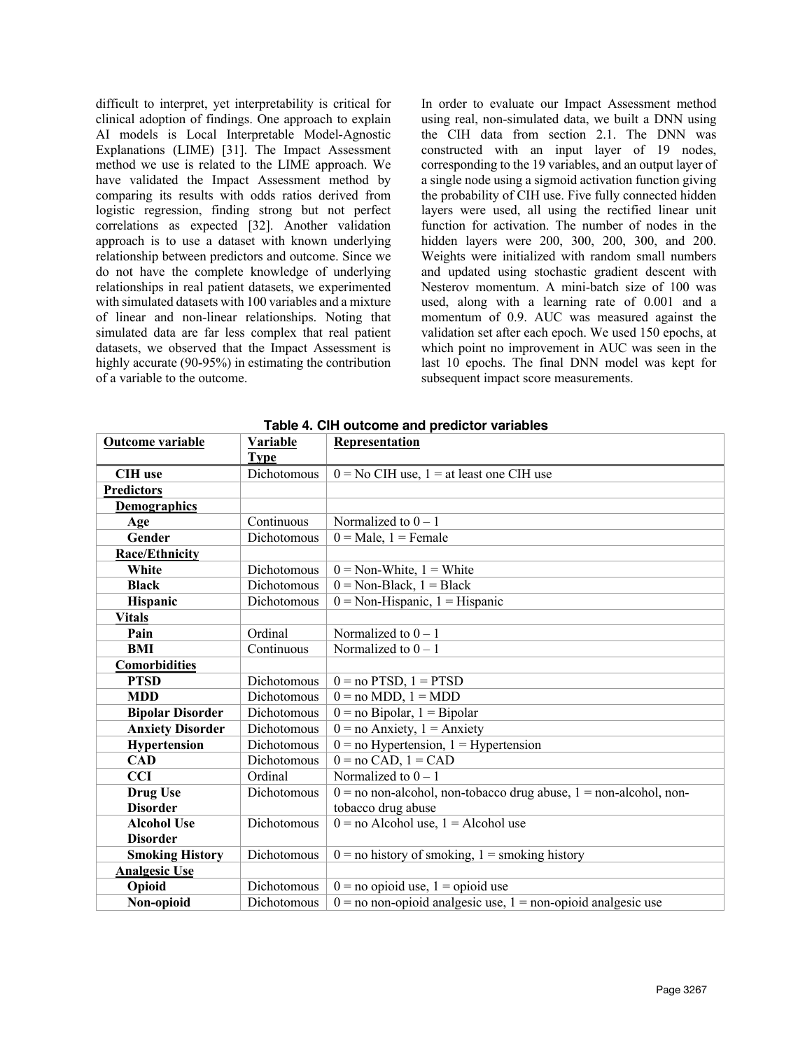difficult to interpret, yet interpretability is critical for clinical adoption of findings. One approach to explain AI models is Local Interpretable Model-Agnostic Explanations (LIME) [31]. The Impact Assessment method we use is related to the LIME approach. We have validated the Impact Assessment method by comparing its results with odds ratios derived from logistic regression, finding strong but not perfect correlations as expected [32]. Another validation approach is to use a dataset with known underlying relationship between predictors and outcome. Since we do not have the complete knowledge of underlying relationships in real patient datasets, we experimented with simulated datasets with 100 variables and a mixture of linear and non-linear relationships. Noting that simulated data are far less complex that real patient datasets, we observed that the Impact Assessment is highly accurate (90-95%) in estimating the contribution of a variable to the outcome.

In order to evaluate our Impact Assessment method using real, non-simulated data, we built a DNN using the CIH data from section 2.1. The DNN was constructed with an input layer of 19 nodes, corresponding to the 19 variables, and an output layer of a single node using a sigmoid activation function giving the probability of CIH use. Five fully connected hidden layers were used, all using the rectified linear unit function for activation. The number of nodes in the hidden layers were 200, 300, 200, 300, and 200. Weights were initialized with random small numbers and updated using stochastic gradient descent with Nesterov momentum. A mini-batch size of 100 was used, along with a learning rate of 0.001 and a momentum of 0.9. AUC was measured against the validation set after each epoch. We used 150 epochs, at which point no improvement in AUC was seen in the last 10 epochs. The final DNN model was kept for subsequent impact score measurements.

**Table 4. CIH outcome and predictor variables**

| Outcome variable | Variable Type | Representation |
|---|---|---|
| **CIH use** | Dichotomous | 0 = No CIH use, 1 = at least one CIH use |
| **Predictors** | | |
| **Demographics** | | |
| **Age** | Continuous | Normalized to 0 – 1 |
| **Gender** | Dichotomous | 0 = Male, 1 = Female |
| **Race/Ethnicity** | | |
| **White** | Dichotomous | 0 = Non-White, 1 = White |
| **Black** | Dichotomous | 0 = Non-Black, 1 = Black |
| **Hispanic** | Dichotomous | 0 = Non-Hispanic, 1 = Hispanic |
| **Vitals** | | |
| **Pain** | Ordinal | Normalized to 0 – 1 |
| **BMI** | Continuous | Normalized to 0 – 1 |
| **Comorbidities** | | |
| **PTSD** | Dichotomous | 0 = no PTSD, 1 = PTSD |
| **MDD** | Dichotomous | 0 = no MDD, 1 = MDD |
| **Bipolar Disorder** | Dichotomous | 0 = no Bipolar, 1 = Bipolar |
| **Anxiety Disorder** | Dichotomous | 0 = no Anxiety, 1 = Anxiety |
| **Hypertension** | Dichotomous | 0 = no Hypertension, 1 = Hypertension |
| **CAD** | Dichotomous | 0 = no CAD, 1 = CAD |
| **CCI** | Ordinal | Normalized to 0 – 1 |
| **Drug Use Disorder** | Dichotomous | 0 = no non-alcohol, non-tobacco drug abuse, 1 = non-alcohol, non-tobacco drug abuse |
| **Alcohol Use Disorder** | Dichotomous | 0 = no Alcohol use, 1 = Alcohol use |
| **Smoking History** | Dichotomous | 0 = no history of smoking, 1 = smoking history |
| **Analgesic Use** | | |
| **Opioid** | Dichotomous | 0 = no opioid use, 1 = opioid use |
| **Non-opioid** | Dichotomous | 0 = no non-opioid analgesic use, 1 = non-opioid analgesic use |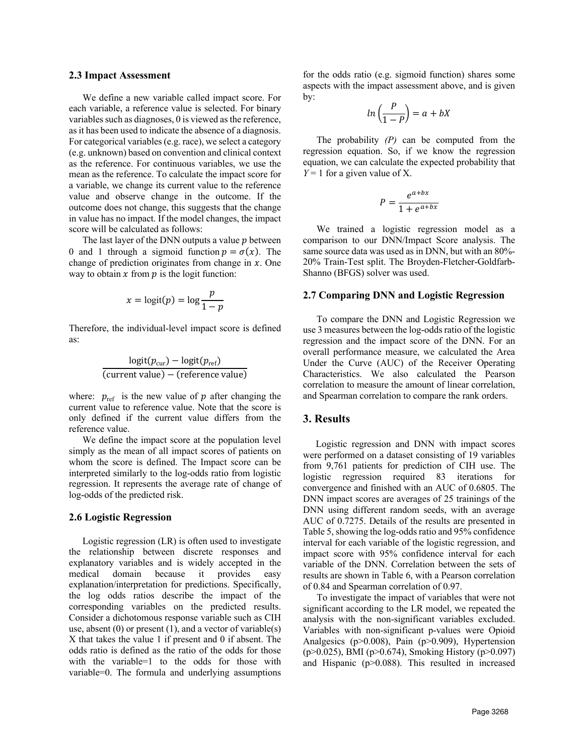### 2.3 Impact Assessment

We define a new variable called impact score. For each variable, a reference value is selected. For binary variables such as diagnoses, 0 is viewed as the reference, as it has been used to indicate the absence of a diagnosis. For categorical variables (e.g. race), we select a category (e.g. unknown) based on convention and clinical context as the reference. For continuous variables, we use the mean as the reference. To calculate the impact score for a variable, we change its current value to the reference value and observe change in the outcome. If the outcome does not change, this suggests that the change in value has no impact. If the model changes, the impact score will be calculated as follows:

The last layer of the DNN outputs a value $p$ between 0 and 1 through a sigmoid function $p = \sigma(x)$. The change of prediction originates from change in $x$. One way to obtain $x$ from $p$ is the logit function:

$$x = \text{logit}(p) = \log \frac{p}{1-p}$$

Therefore, the individual-level impact score is defined as:

$$\frac{\text{logit}(p_{\text{cur}}) - \text{logit}(p_{\text{ref}})}{(\text{current value}) - (\text{reference value})}$$

where: $p_{\text{ref}}$ is the new value of $p$ after changing the current value to reference value. Note that the score is only defined if the current value differs from the reference value.

We define the impact score at the population level simply as the mean of all impact scores of patients on whom the score is defined. The Impact score can be interpreted similarly to the log-odds ratio from logistic regression. It represents the average rate of change of log-odds of the predicted risk.

### 2.6 Logistic Regression

Logistic regression (LR) is often used to investigate the relationship between discrete responses and explanatory variables and is widely accepted in the medical domain because it provides easy explanation/interpretation for predictions. Specifically, the log odds ratios describe the impact of the corresponding variables on the predicted results. Consider a dichotomous response variable such as CIH use, absent (0) or present (1), and a vector of variable(s) X that takes the value 1 if present and 0 if absent. The odds ratio is defined as the ratio of the odds for those with the variable=1 to the odds for those with variable=0. The formula and underlying assumptions for the odds ratio (e.g. sigmoid function) shares some aspects with the impact assessment above, and is given by:

$$\ln\left(\frac{P}{1-P}\right) = a + bX$$

The probability *(P)* can be computed from the regression equation. So, if we know the regression equation, we can calculate the expected probability that $Y = 1$ for a given value of X.

$$P = \frac{e^{a+bx}}{1 + e^{a+bx}}$$

We trained a logistic regression model as a comparison to our DNN/Impact Score analysis. The same source data was used as in DNN, but with an 80%-20% Train-Test split. The Broyden-Fletcher-Goldfarb-Shanno (BFGS) solver was used.

### 2.7 Comparing DNN and Logistic Regression

To compare the DNN and Logistic Regression we use 3 measures between the log-odds ratio of the logistic regression and the impact score of the DNN. For an overall performance measure, we calculated the Area Under the Curve (AUC) of the Receiver Operating Characteristics. We also calculated the Pearson correlation to measure the amount of linear correlation, and Spearman correlation to compare the rank orders.

## 3. Results

Logistic regression and DNN with impact scores were performed on a dataset consisting of 19 variables from 9,761 patients for prediction of CIH use. The logistic regression required 83 iterations for convergence and finished with an AUC of 0.6805. The DNN impact scores are averages of 25 trainings of the DNN using different random seeds, with an average AUC of 0.7275. Details of the results are presented in Table 5, showing the log-odds ratio and 95% confidence interval for each variable of the logistic regression, and impact score with 95% confidence interval for each variable of the DNN. Correlation between the sets of results are shown in Table 6, with a Pearson correlation of 0.84 and Spearman correlation of 0.97.

To investigate the impact of variables that were not significant according to the LR model, we repeated the analysis with the non-significant variables excluded. Variables with non-significant p-values were Opioid Analgesics ($p>0.008$), Pain ($p>0.909$), Hypertension ($p>0.025$), BMI ($p>0.674$), Smoking History ($p>0.097$) and Hispanic ($p>0.088$). This resulted in increased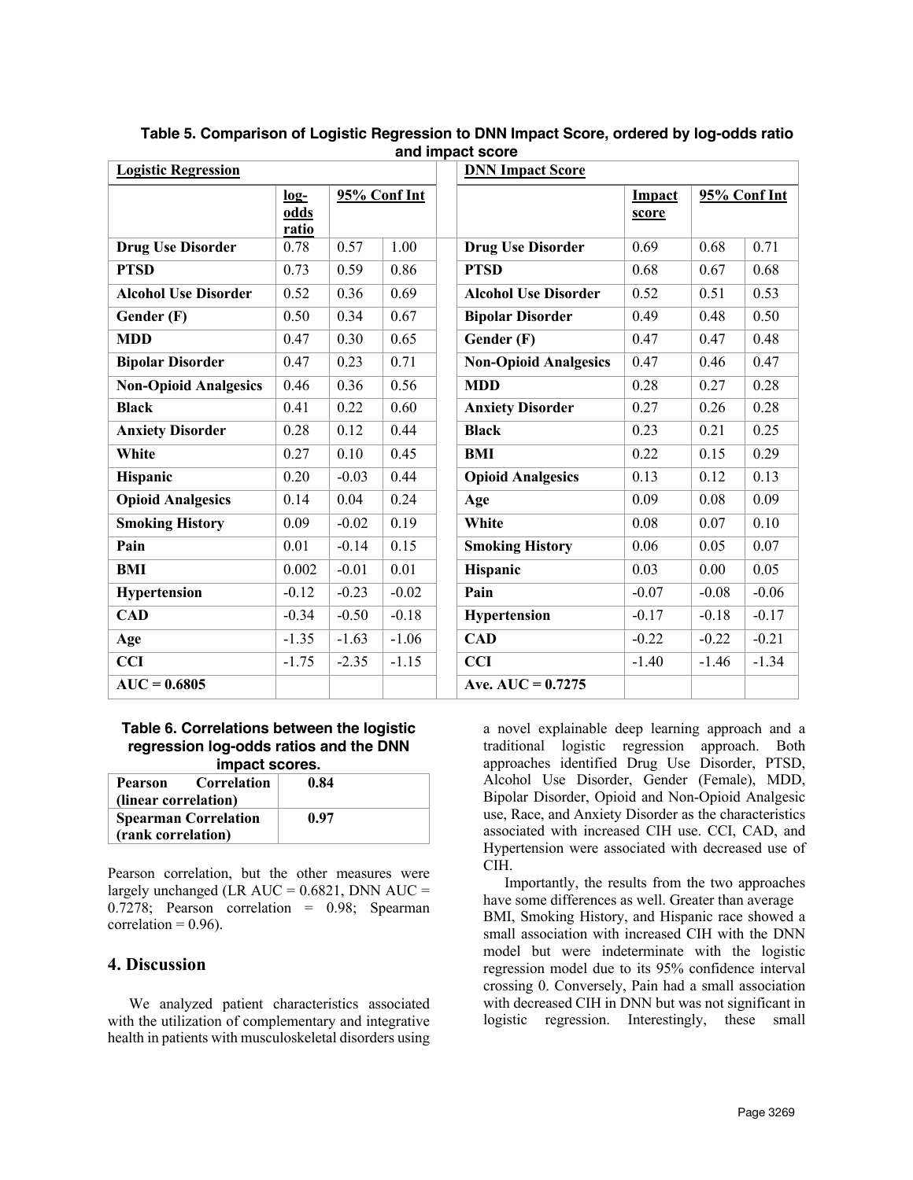**Table 5. Comparison of Logistic Regression to DNN Impact Score, ordered by log-odds ratio and impact score**

| Logistic Regression | | | | | DNN Impact Score | | | |
|---|---|---|---|---|---|---|---|---|
| | log-odds ratio | 95% Conf Int | | | | Impact score | 95% Conf Int | |
| **Drug Use Disorder** | 0.78 | 0.57 | 1.00 | | **Drug Use Disorder** | 0.69 | 0.68 | 0.71 |
| **PTSD** | 0.73 | 0.59 | 0.86 | | **PTSD** | 0.68 | 0.67 | 0.68 |
| **Alcohol Use Disorder** | 0.52 | 0.36 | 0.69 | | **Alcohol Use Disorder** | 0.52 | 0.51 | 0.53 |
| **Gender (F)** | 0.50 | 0.34 | 0.67 | | **Bipolar Disorder** | 0.49 | 0.48 | 0.50 |
| **MDD** | 0.47 | 0.30 | 0.65 | | **Gender (F)** | 0.47 | 0.47 | 0.48 |
| **Bipolar Disorder** | 0.47 | 0.23 | 0.71 | | **Non-Opioid Analgesics** | 0.47 | 0.46 | 0.47 |
| **Non-Opioid Analgesics** | 0.46 | 0.36 | 0.56 | | **MDD** | 0.28 | 0.27 | 0.28 |
| **Black** | 0.41 | 0.22 | 0.60 | | **Anxiety Disorder** | 0.27 | 0.26 | 0.28 |
| **Anxiety Disorder** | 0.28 | 0.12 | 0.44 | | **Black** | 0.23 | 0.21 | 0.25 |
| **White** | 0.27 | 0.10 | 0.45 | | **BMI** | 0.22 | 0.15 | 0.29 |
| **Hispanic** | 0.20 | -0.03 | 0.44 | | **Opioid Analgesics** | 0.13 | 0.12 | 0.13 |
| **Opioid Analgesics** | 0.14 | 0.04 | 0.24 | | **Age** | 0.09 | 0.08 | 0.09 |
| **Smoking History** | 0.09 | -0.02 | 0.19 | | **White** | 0.08 | 0.07 | 0.10 |
| **Pain** | 0.01 | -0.14 | 0.15 | | **Smoking History** | 0.06 | 0.05 | 0.07 |
| **BMI** | 0.002 | -0.01 | 0.01 | | **Hispanic** | 0.03 | 0.00 | 0.05 |
| **Hypertension** | -0.12 | -0.23 | -0.02 | | **Pain** | -0.07 | -0.08 | -0.06 |
| **CAD** | -0.34 | -0.50 | -0.18 | | **Hypertension** | -0.17 | -0.18 | -0.17 |
| **Age** | -1.35 | -1.63 | -1.06 | | **CAD** | -0.22 | -0.22 | -0.21 |
| **CCI** | -1.75 | -2.35 | -1.15 | | **CCI** | -1.40 | -1.46 | -1.34 |
| **AUC = 0.6805** | | | | | **Ave. AUC = 0.7275** | | | |

**Table 6. Correlations between the logistic regression log-odds ratios and the DNN impact scores.**

| | |
|---|---|
| **Pearson Correlation (linear correlation)** | **0.84** |
| **Spearman Correlation (rank correlation)** | **0.97** |

Pearson correlation, but the other measures were largely unchanged (LR AUC = 0.6821, DNN AUC = 0.7278; Pearson correlation = 0.98; Spearman correlation = 0.96).

## 4. Discussion

We analyzed patient characteristics associated with the utilization of complementary and integrative health in patients with musculoskeletal disorders using a novel explainable deep learning approach and a traditional logistic regression approach. Both approaches identified Drug Use Disorder, PTSD, Alcohol Use Disorder, Gender (Female), MDD, Bipolar Disorder, Opioid and Non-Opioid Analgesic use, Race, and Anxiety Disorder as the characteristics associated with increased CIH use. CCI, CAD, and Hypertension were associated with decreased use of CIH.

Importantly, the results from the two approaches have some differences as well. Greater than average BMI, Smoking History, and Hispanic race showed a small association with increased CIH with the DNN model but were indeterminate with the logistic regression model due to its 95% confidence interval crossing 0. Conversely, Pain had a small association with decreased CIH in DNN but was not significant in logistic regression. Interestingly, these small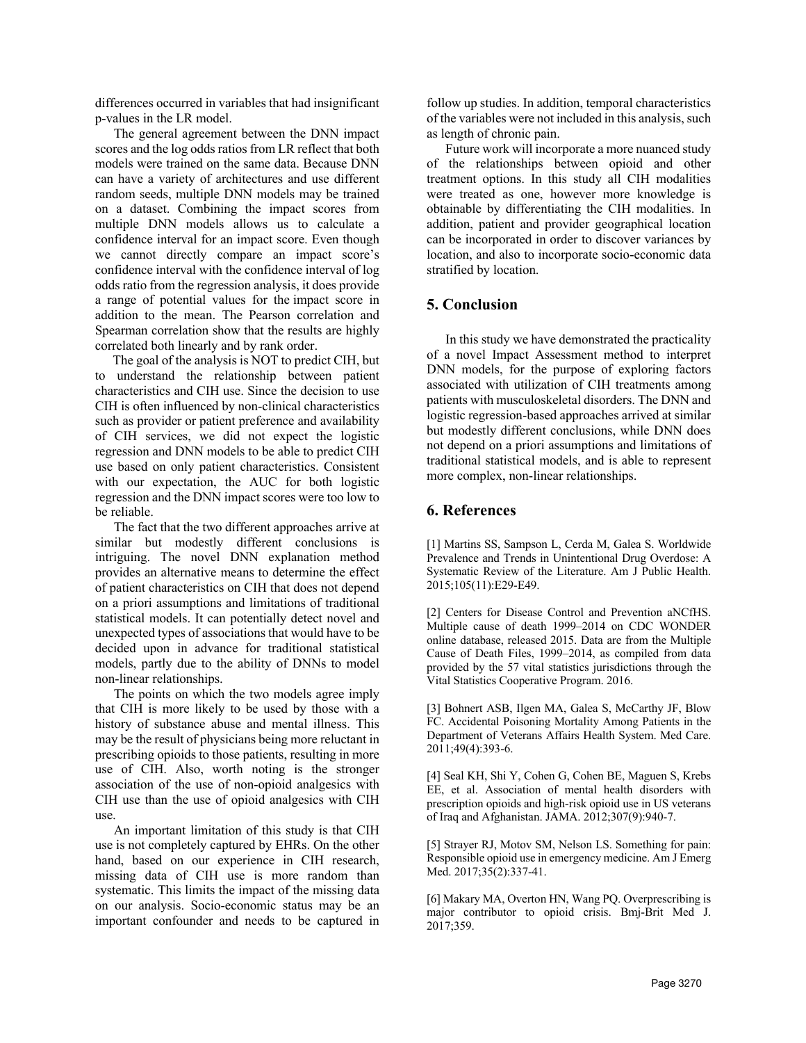differences occurred in variables that had insignificant p-values in the LR model.

The general agreement between the DNN impact scores and the log odds ratios from LR reflect that both models were trained on the same data. Because DNN can have a variety of architectures and use different random seeds, multiple DNN models may be trained on a dataset. Combining the impact scores from multiple DNN models allows us to calculate a confidence interval for an impact score. Even though we cannot directly compare an impact score's confidence interval with the confidence interval of log odds ratio from the regression analysis, it does provide a range of potential values for the impact score in addition to the mean. The Pearson correlation and Spearman correlation show that the results are highly correlated both linearly and by rank order.

The goal of the analysis is NOT to predict CIH, but to understand the relationship between patient characteristics and CIH use. Since the decision to use CIH is often influenced by non-clinical characteristics such as provider or patient preference and availability of CIH services, we did not expect the logistic regression and DNN models to be able to predict CIH use based on only patient characteristics. Consistent with our expectation, the AUC for both logistic regression and the DNN impact scores were too low to be reliable.

The fact that the two different approaches arrive at similar but modestly different conclusions is intriguing. The novel DNN explanation method provides an alternative means to determine the effect of patient characteristics on CIH that does not depend on a priori assumptions and limitations of traditional statistical models. It can potentially detect novel and unexpected types of associations that would have to be decided upon in advance for traditional statistical models, partly due to the ability of DNNs to model non-linear relationships.

The points on which the two models agree imply that CIH is more likely to be used by those with a history of substance abuse and mental illness. This may be the result of physicians being more reluctant in prescribing opioids to those patients, resulting in more use of CIH. Also, worth noting is the stronger association of the use of non-opioid analgesics with CIH use than the use of opioid analgesics with CIH use.

An important limitation of this study is that CIH use is not completely captured by EHRs. On the other hand, based on our experience in CIH research, missing data of CIH use is more random than systematic. This limits the impact of the missing data on our analysis. Socio-economic status may be an important confounder and needs to be captured in follow up studies. In addition, temporal characteristics of the variables were not included in this analysis, such as length of chronic pain.

Future work will incorporate a more nuanced study of the relationships between opioid and other treatment options. In this study all CIH modalities were treated as one, however more knowledge is obtainable by differentiating the CIH modalities. In addition, patient and provider geographical location can be incorporated in order to discover variances by location, and also to incorporate socio-economic data stratified by location.

## 5. Conclusion

In this study we have demonstrated the practicality of a novel Impact Assessment method to interpret DNN models, for the purpose of exploring factors associated with utilization of CIH treatments among patients with musculoskeletal disorders. The DNN and logistic regression-based approaches arrived at similar but modestly different conclusions, while DNN does not depend on a priori assumptions and limitations of traditional statistical models, and is able to represent more complex, non-linear relationships.

## 6. References

[1] Martins SS, Sampson L, Cerda M, Galea S. Worldwide Prevalence and Trends in Unintentional Drug Overdose: A Systematic Review of the Literature. Am J Public Health. 2015;105(11):E29-E49.

[2] Centers for Disease Control and Prevention aNCfHS. Multiple cause of death 1999–2014 on CDC WONDER online database, released 2015. Data are from the Multiple Cause of Death Files, 1999–2014, as compiled from data provided by the 57 vital statistics jurisdictions through the Vital Statistics Cooperative Program. 2016.

[3] Bohnert ASB, Ilgen MA, Galea S, McCarthy JF, Blow FC. Accidental Poisoning Mortality Among Patients in the Department of Veterans Affairs Health System. Med Care. 2011;49(4):393-6.

[4] Seal KH, Shi Y, Cohen G, Cohen BE, Maguen S, Krebs EE, et al. Association of mental health disorders with prescription opioids and high-risk opioid use in US veterans of Iraq and Afghanistan. JAMA. 2012;307(9):940-7.

[5] Strayer RJ, Motov SM, Nelson LS. Something for pain: Responsible opioid use in emergency medicine. Am J Emerg Med. 2017;35(2):337-41.

[6] Makary MA, Overton HN, Wang PQ. Overprescribing is major contributor to opioid crisis. Bmj-Brit Med J. 2017;359.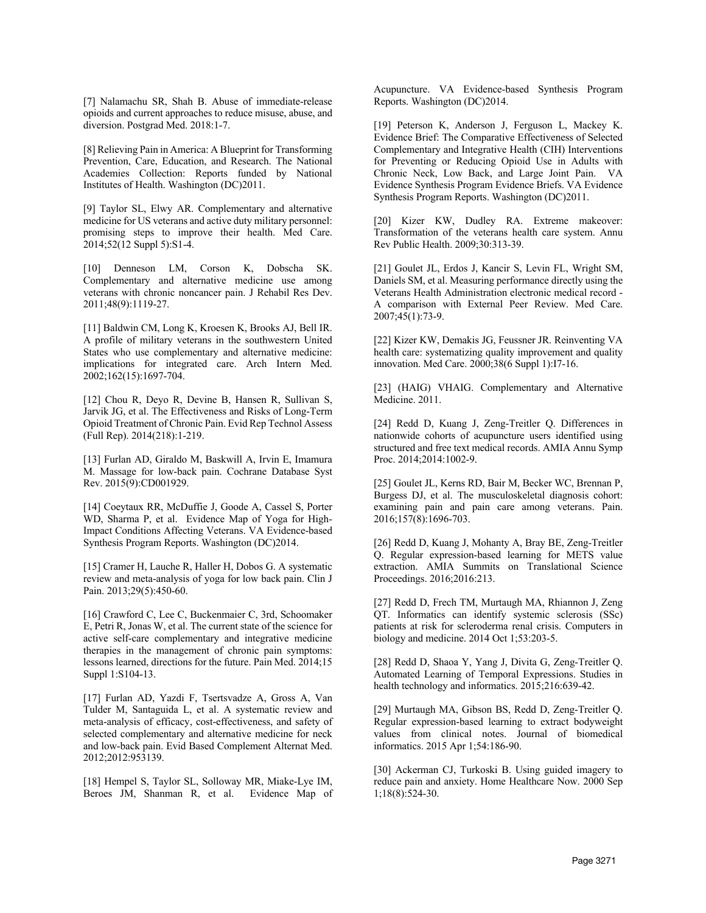[7] Nalamachu SR, Shah B. Abuse of immediate-release opioids and current approaches to reduce misuse, abuse, and diversion. Postgrad Med. 2018:1-7.

[8] Relieving Pain in America: A Blueprint for Transforming Prevention, Care, Education, and Research. The National Academies Collection: Reports funded by National Institutes of Health. Washington (DC)2011.

[9] Taylor SL, Elwy AR. Complementary and alternative medicine for US veterans and active duty military personnel: promising steps to improve their health. Med Care. 2014;52(12 Suppl 5):S1-4.

[10] Denneson LM, Corson K, Dobscha SK. Complementary and alternative medicine use among veterans with chronic noncancer pain. J Rehabil Res Dev. 2011;48(9):1119-27.

[11] Baldwin CM, Long K, Kroesen K, Brooks AJ, Bell IR. A profile of military veterans in the southwestern United States who use complementary and alternative medicine: implications for integrated care. Arch Intern Med. 2002;162(15):1697-704.

[12] Chou R, Deyo R, Devine B, Hansen R, Sullivan S, Jarvik JG, et al. The Effectiveness and Risks of Long-Term Opioid Treatment of Chronic Pain. Evid Rep Technol Assess (Full Rep). 2014(218):1-219.

[13] Furlan AD, Giraldo M, Baskwill A, Irvin E, Imamura M. Massage for low-back pain. Cochrane Database Syst Rev. 2015(9):CD001929.

[14] Coeytaux RR, McDuffie J, Goode A, Cassel S, Porter WD, Sharma P, et al. Evidence Map of Yoga for High-Impact Conditions Affecting Veterans. VA Evidence-based Synthesis Program Reports. Washington (DC)2014.

[15] Cramer H, Lauche R, Haller H, Dobos G. A systematic review and meta-analysis of yoga for low back pain. Clin J Pain. 2013;29(5):450-60.

[16] Crawford C, Lee C, Buckenmaier C, 3rd, Schoomaker E, Petri R, Jonas W, et al. The current state of the science for active self-care complementary and integrative medicine therapies in the management of chronic pain symptoms: lessons learned, directions for the future. Pain Med. 2014;15 Suppl 1:S104-13.

[17] Furlan AD, Yazdi F, Tsertsvadze A, Gross A, Van Tulder M, Santaguida L, et al. A systematic review and meta-analysis of efficacy, cost-effectiveness, and safety of selected complementary and alternative medicine for neck and low-back pain. Evid Based Complement Alternat Med. 2012;2012:953139.

[18] Hempel S, Taylor SL, Solloway MR, Miake-Lye IM, Beroes JM, Shanman R, et al. Evidence Map of Acupuncture. VA Evidence-based Synthesis Program Reports. Washington (DC)2014.

[19] Peterson K, Anderson J, Ferguson L, Mackey K. Evidence Brief: The Comparative Effectiveness of Selected Complementary and Integrative Health (CIH) Interventions for Preventing or Reducing Opioid Use in Adults with Chronic Neck, Low Back, and Large Joint Pain. VA Evidence Synthesis Program Evidence Briefs. VA Evidence Synthesis Program Reports. Washington (DC)2011.

[20] Kizer KW, Dudley RA. Extreme makeover: Transformation of the veterans health care system. Annu Rev Public Health. 2009;30:313-39.

[21] Goulet JL, Erdos J, Kancir S, Levin FL, Wright SM, Daniels SM, et al. Measuring performance directly using the Veterans Health Administration electronic medical record - A comparison with External Peer Review. Med Care. 2007;45(1):73-9.

[22] Kizer KW, Demakis JG, Feussner JR. Reinventing VA health care: systematizing quality improvement and quality innovation. Med Care. 2000;38(6 Suppl 1):I7-16.

[23] (HAIG) VHAIG. Complementary and Alternative Medicine. 2011.

[24] Redd D, Kuang J, Zeng-Treitler Q. Differences in nationwide cohorts of acupuncture users identified using structured and free text medical records. AMIA Annu Symp Proc. 2014;2014:1002-9.

[25] Goulet JL, Kerns RD, Bair M, Becker WC, Brennan P, Burgess DJ, et al. The musculoskeletal diagnosis cohort: examining pain and pain care among veterans. Pain. 2016;157(8):1696-703.

[26] Redd D, Kuang J, Mohanty A, Bray BE, Zeng-Treitler Q. Regular expression-based learning for METS value extraction. AMIA Summits on Translational Science Proceedings. 2016;2016:213.

[27] Redd D, Frech TM, Murtaugh MA, Rhiannon J, Zeng QT. Informatics can identify systemic sclerosis (SSc) patients at risk for scleroderma renal crisis. Computers in biology and medicine. 2014 Oct 1;53:203-5.

[28] Redd D, Shaoa Y, Yang J, Divita G, Zeng-Treitler Q. Automated Learning of Temporal Expressions. Studies in health technology and informatics. 2015;216:639-42.

[29] Murtaugh MA, Gibson BS, Redd D, Zeng-Treitler Q. Regular expression-based learning to extract bodyweight values from clinical notes. Journal of biomedical informatics. 2015 Apr 1;54:186-90.

[30] Ackerman CJ, Turkoski B. Using guided imagery to reduce pain and anxiety. Home Healthcare Now. 2000 Sep 1;18(8):524-30.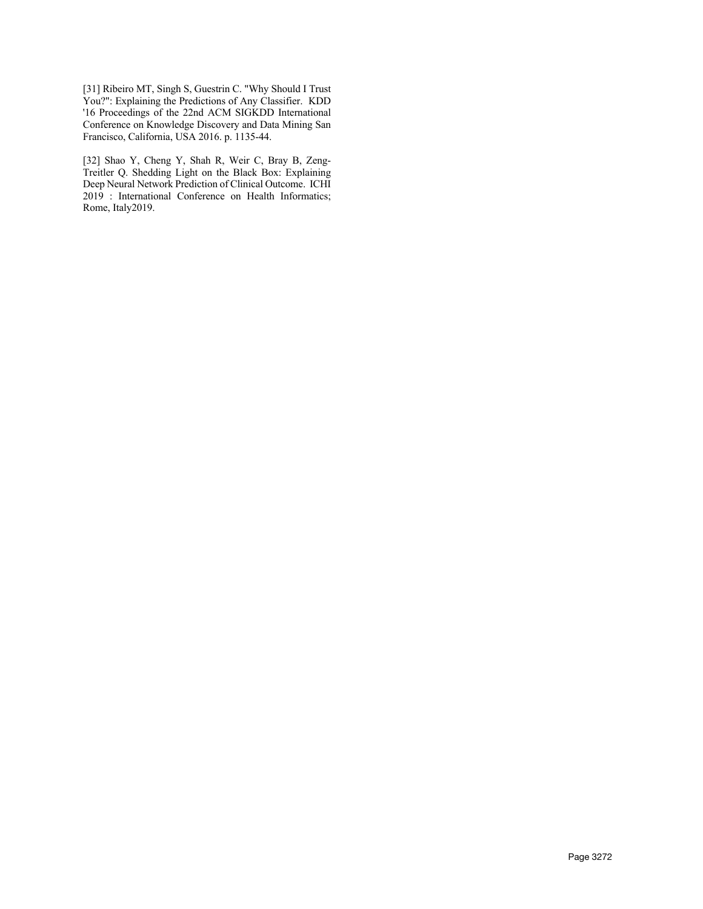[31] Ribeiro MT, Singh S, Guestrin C. "Why Should I Trust You?": Explaining the Predictions of Any Classifier. KDD '16 Proceedings of the 22nd ACM SIGKDD International Conference on Knowledge Discovery and Data Mining San Francisco, California, USA 2016. p. 1135-44.

[32] Shao Y, Cheng Y, Shah R, Weir C, Bray B, Zeng-Treitler Q. Shedding Light on the Black Box: Explaining Deep Neural Network Prediction of Clinical Outcome. ICHI 2019 : International Conference on Health Informatics; Rome, Italy2019.